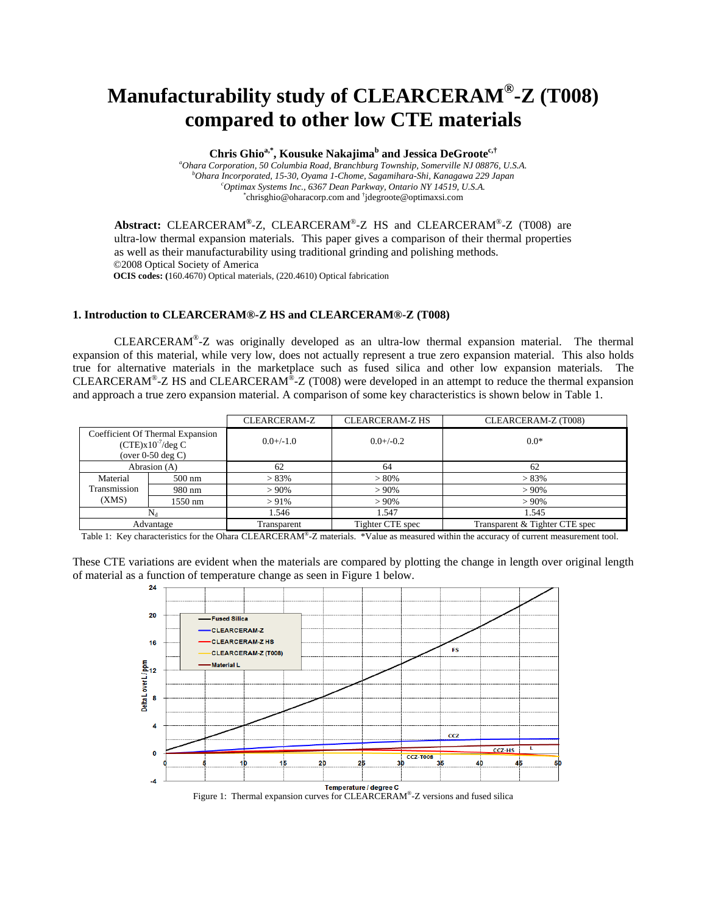# Manufacturability study of CLEARCERAM®-Z (T008) compared to other low CTE materials

**Chris Ghio[a,*], Kousuke Nakajima[b] and Jessica DeGroote[c,†]**

[a]*Ohara Corporation, 50 Columbia Road, Branchburg Township, Somerville NJ 08876, U.S.A.*
[b]*Ohara Incorporated, 15-30, Oyama 1-Chome, Sagamihara-Shi, Kanagawa 229 Japan*
[c]*Optimax Systems Inc., 6367 Dean Parkway, Ontario NY 14519, U.S.A.*
[*]chrisghio@oharacorp.com and [†]jdegroote@optimaxsi.com

**Abstract:** CLEARCERAM®-Z, CLEARCERAM®-Z HS and CLEARCERAM®-Z (T008) are ultra-low thermal expansion materials. This paper gives a comparison of their thermal properties as well as their manufacturability using traditional grinding and polishing methods.
©2008 Optical Society of America
**OCIS codes: (**160.4670) Optical materials, (220.4610) Optical fabrication

### 1. Introduction to CLEARCERAM®-Z HS and CLEARCERAM®-Z (T008)

CLEARCERAM®-Z was originally developed as an ultra-low thermal expansion material. The thermal expansion of this material, while very low, does not actually represent a true zero expansion material. This also holds true for alternative materials in the marketplace such as fused silica and other low expansion materials. The CLEARCERAM®-Z HS and CLEARCERAM®-Z (T008) were developed in an attempt to reduce the thermal expansion and approach a true zero expansion material. A comparison of some key characteristics is shown below in Table 1.

| | | CLEARCERAM-Z | CLEARCERAM-Z HS | CLEARCERAM-Z (T008) |
|---|---|---|---|---|
| Coefficient Of Thermal Expansion (CTE)$\times 10^{-7}$/deg C (over 0-50 deg C) | | 0.0+/-1.0 | 0.0+/-0.2 | 0.0* |
| Abrasion (A) | | 62 | 64 | 62 |
| Material Transmission (XMS) | 500 nm | > 83% | > 80% | > 83% |
| | 980 nm | > 90% | > 90% | > 90% |
| | 1550 nm | > 91% | > 90% | > 90% |
| $N_d$ | | 1.546 | 1.547 | 1.545 |
| Advantage | | Transparent | Tighter CTE spec | Transparent & Tighter CTE spec |

Table 1: Key characteristics for the Ohara CLEARCERAM®-Z materials. *Value as measured within the accuracy of current measurement tool.

These CTE variations are evident when the materials are compared by plotting the change in length over original length of material as a function of temperature change as seen in Figure 1 below.

Figure 1: Thermal expansion curves for CLEARCERAM®-Z versions and fused silica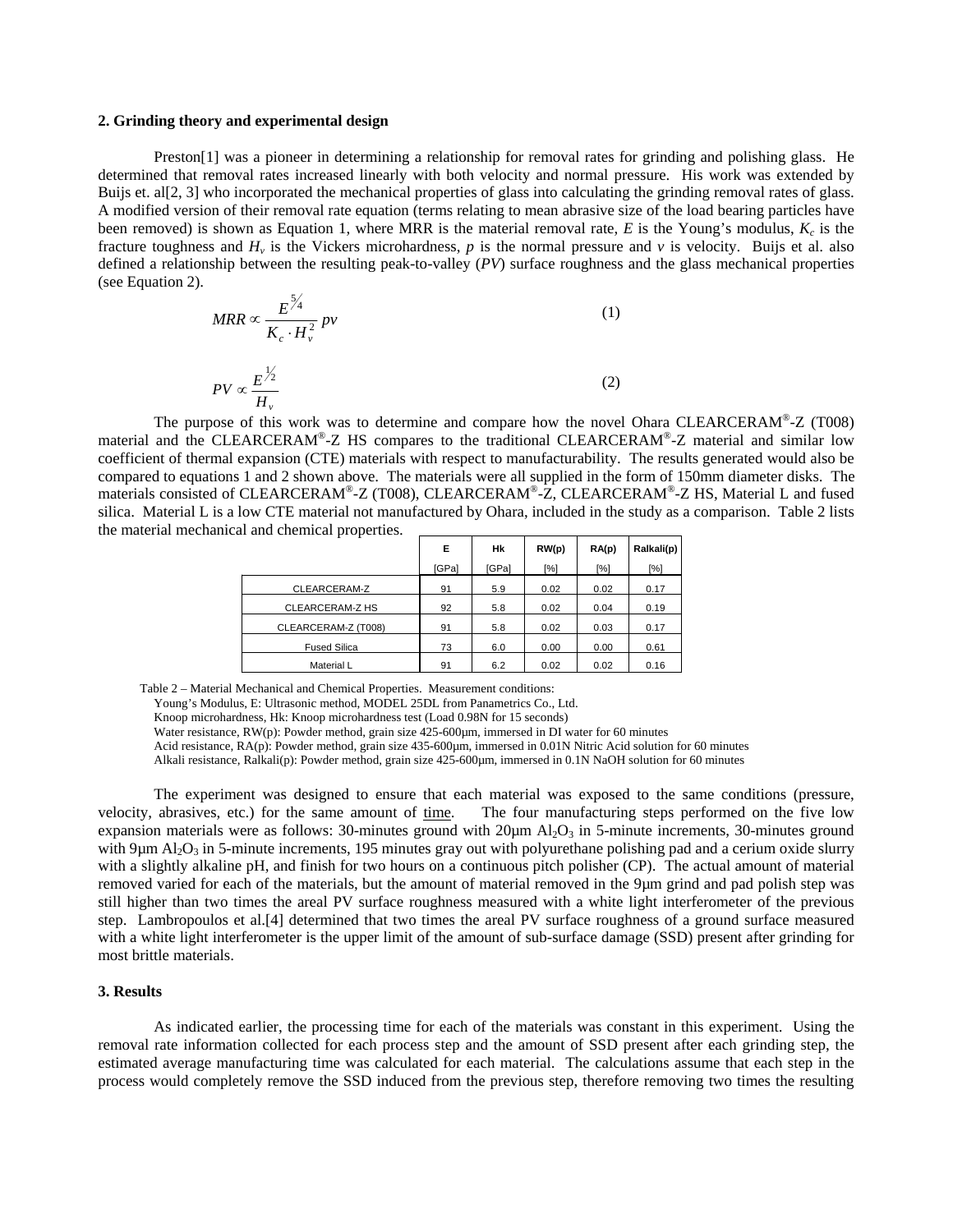## 2. Grinding theory and experimental design

Preston[1] was a pioneer in determining a relationship for removal rates for grinding and polishing glass. He determined that removal rates increased linearly with both velocity and normal pressure. His work was extended by Buijs et. al[2, 3] who incorporated the mechanical properties of glass into calculating the grinding removal rates of glass. A modified version of their removal rate equation (terms relating to mean abrasive size of the load bearing particles have been removed) is shown as Equation 1, where MRR is the material removal rate, $E$ is the Young's modulus, $K_c$ is the fracture toughness and $H_v$ is the Vickers microhardness, $p$ is the normal pressure and $v$ is velocity. Buijs et al. also defined a relationship between the resulting peak-to-valley ($PV$) surface roughness and the glass mechanical properties (see Equation 2).

$$MRR \propto \frac{E^{5/4}}{K_c \cdot H_v^2} pv \tag{1}$$

$$PV \propto \frac{E^{1/2}}{H_v} \tag{2}$$

The purpose of this work was to determine and compare how the novel Ohara CLEARCERAM®-Z (T008) material and the CLEARCERAM®-Z HS compares to the traditional CLEARCERAM®-Z material and similar low coefficient of thermal expansion (CTE) materials with respect to manufacturability. The results generated would also be compared to equations 1 and 2 shown above. The materials were all supplied in the form of 150mm diameter disks. The materials consisted of CLEARCERAM®-Z (T008), CLEARCERAM®-Z, CLEARCERAM®-Z HS, Material L and fused silica. Material L is a low CTE material not manufactured by Ohara, included in the study as a comparison. Table 2 lists the material mechanical and chemical properties.

| | E [GPa] | Hk [GPa] | RW(p) [%] | RA(p) [%] | Ralkali(p) [%] |
|---|---|---|---|---|---|
| CLEARCERAM-Z | 91 | 5.9 | 0.02 | 0.02 | 0.17 |
| CLEARCERAM-Z HS | 92 | 5.8 | 0.02 | 0.04 | 0.19 |
| CLEARCERAM-Z (T008) | 91 | 5.8 | 0.02 | 0.03 | 0.17 |
| Fused Silica | 73 | 6.0 | 0.00 | 0.00 | 0.61 |
| Material L | 91 | 6.2 | 0.02 | 0.02 | 0.16 |

Table 2 – Material Mechanical and Chemical Properties. Measurement conditions:
Young's Modulus, E: Ultrasonic method, MODEL 25DL from Panametrics Co., Ltd.
Knoop microhardness, Hk: Knoop microhardness test (Load 0.98N for 15 seconds)
Water resistance, RW(p): Powder method, grain size 425-600µm, immersed in DI water for 60 minutes
Acid resistance, RA(p): Powder method, grain size 435-600µm, immersed in 0.01N Nitric Acid solution for 60 minutes
Alkali resistance, Ralkali(p): Powder method, grain size 425-600µm, immersed in 0.1N NaOH solution for 60 minutes

The experiment was designed to ensure that each material was exposed to the same conditions (pressure, velocity, abrasives, etc.) for the same amount of time. The four manufacturing steps performed on the five low expansion materials were as follows: 30-minutes ground with 20µm $Al_2O_3$ in 5-minute increments, 30-minutes ground with 9µm $Al_2O_3$ in 5-minute increments, 195 minutes gray out with polyurethane polishing pad and a cerium oxide slurry with a slightly alkaline pH, and finish for two hours on a continuous pitch polisher (CP). The actual amount of material removed varied for each of the materials, but the amount of material removed in the 9µm grind and pad polish step was still higher than two times the areal PV surface roughness measured with a white light interferometer of the previous step. Lambropoulos et al.[4] determined that two times the areal PV surface roughness of a ground surface measured with a white light interferometer is the upper limit of the amount of sub-surface damage (SSD) present after grinding for most brittle materials.

## 3. Results

As indicated earlier, the processing time for each of the materials was constant in this experiment. Using the removal rate information collected for each process step and the amount of SSD present after each grinding step, the estimated average manufacturing time was calculated for each material. The calculations assume that each step in the process would completely remove the SSD induced from the previous step, therefore removing two times the resulting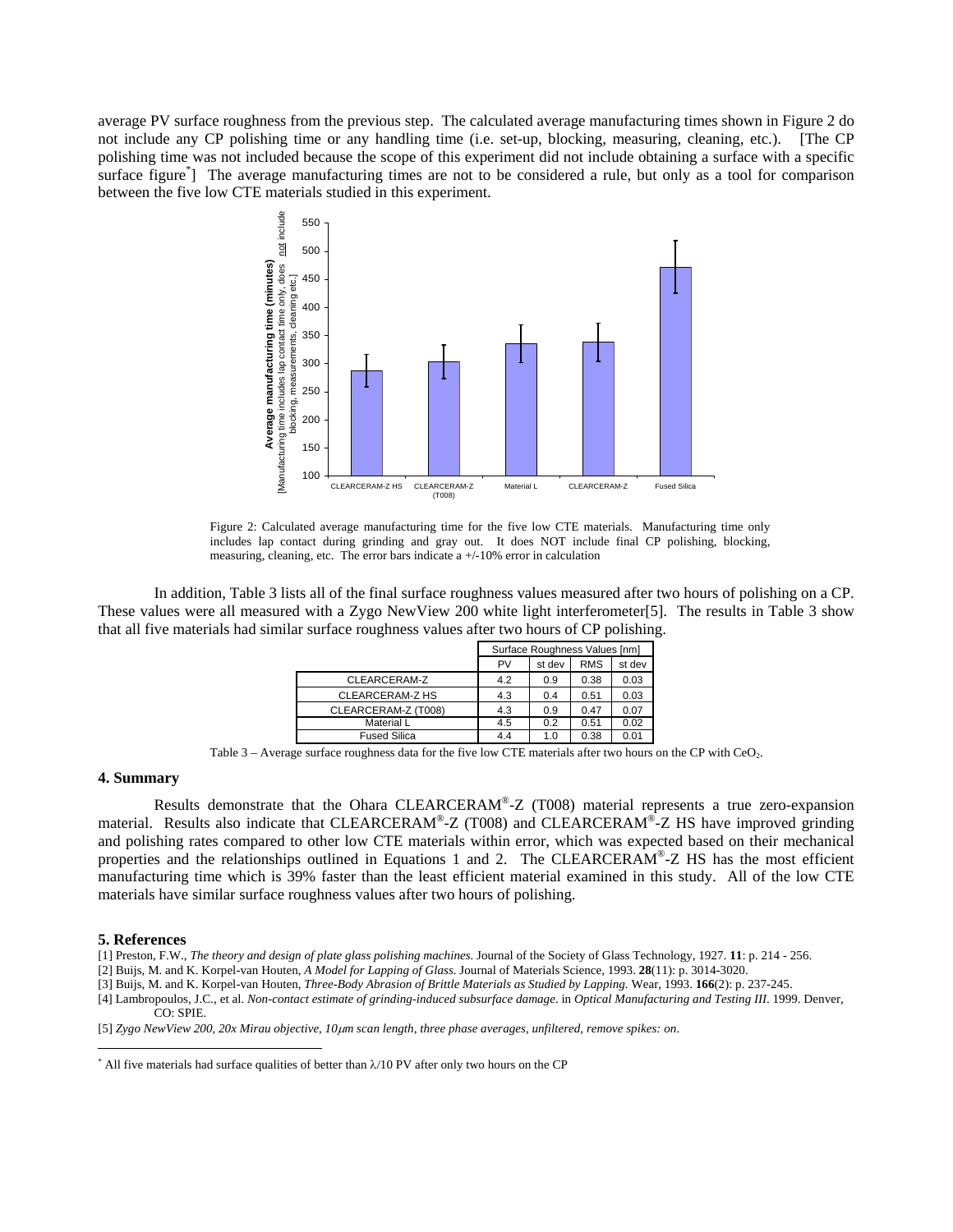average PV surface roughness from the previous step. The calculated average manufacturing times shown in Figure 2 do not include any CP polishing time or any handling time (i.e. set-up, blocking, measuring, cleaning, etc.). [The CP polishing time was not included because the scope of this experiment did not include obtaining a surface with a specific surface figure*] The average manufacturing times are not to be considered a rule, but only as a tool for comparison between the five low CTE materials studied in this experiment.

Average manufacturing time (minutes)
[Manufacturing time includes lap contact time only, does not include blocking, measurements, cleaning etc.]

550
500
450
400
350
300
250
200
150
100

CLEARCERAM-Z HS
CLEARCERAM-Z (T008)
Material L
CLEARCERAM-Z
Fused Silica

Figure 2: Calculated average manufacturing time for the five low CTE materials. Manufacturing time only includes lap contact during grinding and gray out. It does NOT include final CP polishing, blocking, measuring, cleaning, etc. The error bars indicate a +/-10% error in calculation

In addition, Table 3 lists all of the final surface roughness values measured after two hours of polishing on a CP. These values were all measured with a Zygo NewView 200 white light interferometer[5]. The results in Table 3 show that all five materials had similar surface roughness values after two hours of CP polishing.

| | Surface Roughness Values [nm] | | | |
|---|---|---|---|---|
| | PV | st dev | RMS | st dev |
| CLEARCERAM-Z | 4.2 | 0.9 | 0.38 | 0.03 |
| CLEARCERAM-Z HS | 4.3 | 0.4 | 0.51 | 0.03 |
| CLEARCERAM-Z (T008) | 4.3 | 0.9 | 0.47 | 0.07 |
| Material L | 4.5 | 0.2 | 0.51 | 0.02 |
| Fused Silica | 4.4 | 1.0 | 0.38 | 0.01 |

Table 3 – Average surface roughness data for the five low CTE materials after two hours on the CP with $CeO_2$.

## 4. Summary

Results demonstrate that the Ohara CLEARCERAM®-Z (T008) material represents a true zero-expansion material. Results also indicate that CLEARCERAM®-Z (T008) and CLEARCERAM®-Z HS have improved grinding and polishing rates compared to other low CTE materials within error, which was expected based on their mechanical properties and the relationships outlined in Equations 1 and 2. The CLEARCERAM®-Z HS has the most efficient manufacturing time which is 39% faster than the least efficient material examined in this study. All of the low CTE materials have similar surface roughness values after two hours of polishing.

## 5. References

[1] Preston, F.W., *The theory and design of plate glass polishing machines.* Journal of the Society of Glass Technology, 1927. **11**: p. 214 - 256.

[2] Buijs, M. and K. Korpel-van Houten, *A Model for Lapping of Glass.* Journal of Materials Science, 1993. **28**(11): p. 3014-3020.

[3] Buijs, M. and K. Korpel-van Houten, *Three-Body Abrasion of Brittle Materials as Studied by Lapping.* Wear, 1993. **166**(2): p. 237-245.

[4] Lambropoulos, J.C., et al. *Non-contact estimate of grinding-induced subsurface damage*. in *Optical Manufacturing and Testing III*. 1999. Denver, CO: SPIE.

[5] *Zygo NewView 200, 20x Mirau objective, 10μm scan length, three phase averages, unfiltered, remove spikes: on*.

* All five materials had surface qualities of better than $\lambda/10$ PV after only two hours on the CP